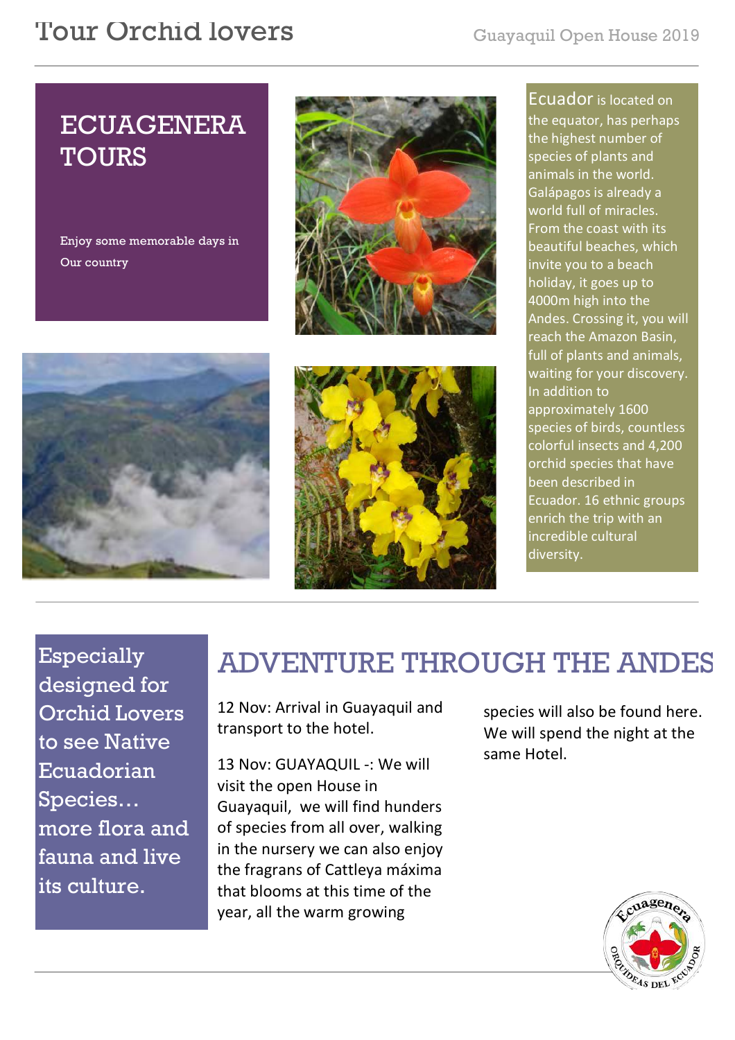# Tour Orchid lovers

Guayaquil Open House 2019

## ECUAGENERA TOURS

Enjoy some memorable days in Our country

Ecuador is located on the equator, has perhaps the highest number of species of plants and animals in the world. Galápagos is already a world full of miracles. From the coast with its beautiful beaches, which invite you to a beach holiday, it goes up to 4000m high into the Andes. Crossing it, you will reach the Amazon Basin, full of plants and animals, waiting for your discovery. In addition to approximately 1600 species of birds, countless colorful insects and 4,200 orchid species that have been described in Ecuador. 16 ethnic groups enrich the trip with an incredible cultural diversity.

Especially designed for Orchid Lovers to see Native Ecuadorian Species… more flora and fauna and live its culture.

## ADVENTURE THROUGH THE ANDES

12 Nov: Arrival in Guayaquil and transport to the hotel.

13 Nov: GUAYAQUIL -: We will visit the open House in Guayaquil, we will find hunders of species from all over, walking in the nursery we can also enjoy the fragrans of Cattleya máxima that blooms at this time of the year, all the warm growing species will also be found here. We will spend the night at the same Hotel.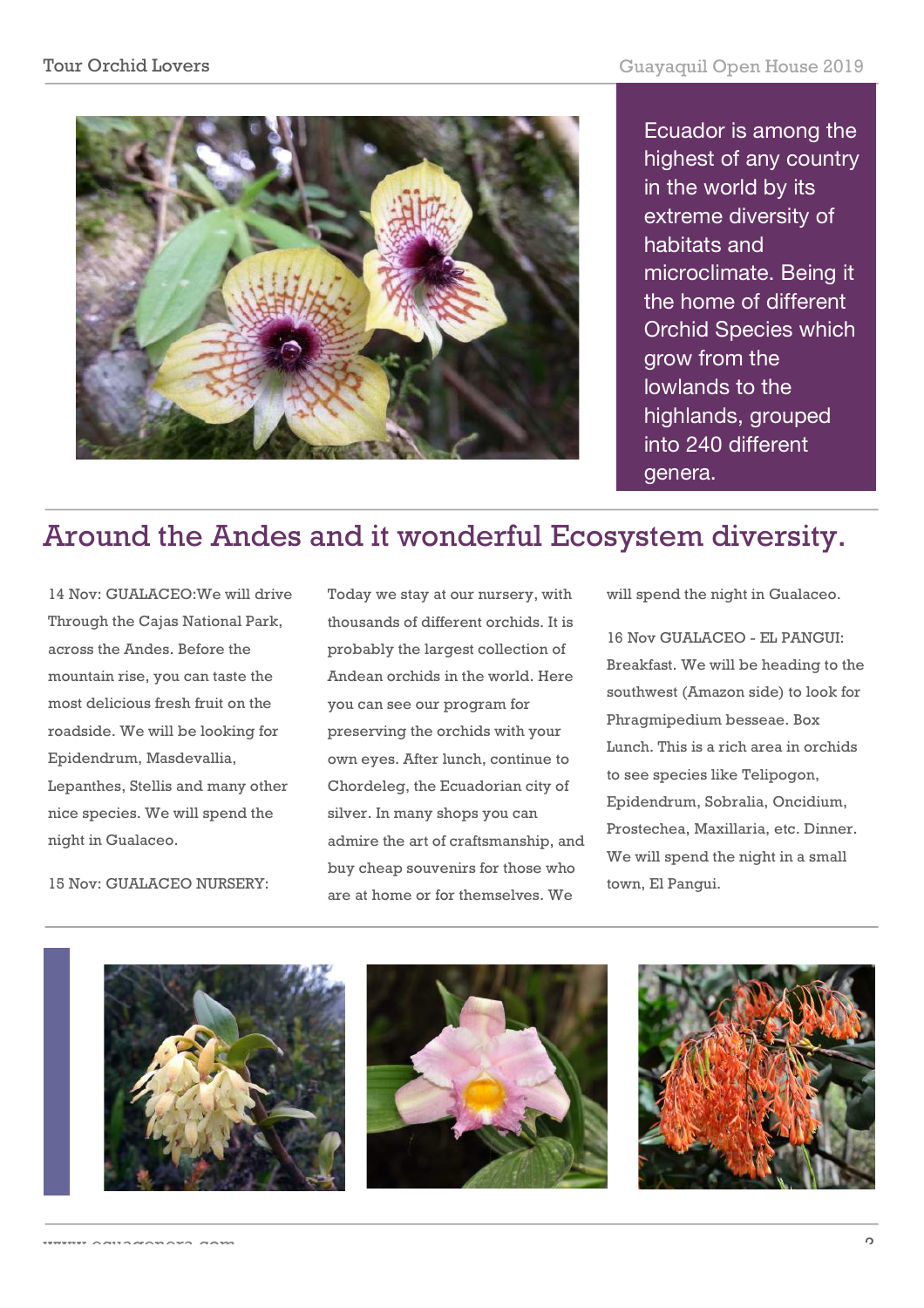Ecuador is among the highest of any country in the world by its extreme diversity of habitats and microclimate. Being it the home of different Orchid Species which grow from the lowlands to the highlands, grouped into 240 different genera.

# Around the Andes and it wonderful Ecosystem diversity.

14 Nov: GUALACEO:We will drive Through the Cajas National Park, across the Andes. Before the mountain rise, you can taste the most delicious fresh fruit on the roadside. We will be looking for Epidendrum, Masdevallia, Lepanthes, Stellis and many other nice species. We will spend the night in Gualaceo.

15 Nov: GUALACEO NURSERY: Today we stay at our nursery, with thousands of different orchids. It is probably the largest collection of Andean orchids in the world. Here you can see our program for preserving the orchids with your own eyes. After lunch, continue to Chordeleg, the Ecuadorian city of silver. In many shops you can admire the art of craftsmanship, and buy cheap souvenirs for those who are at home or for themselves. We will spend the night in Gualaceo.

16 Nov GUALACEO - EL PANGUI: Breakfast. We will be heading to the southwest (Amazon side) to look for Phragmipedium besseae. Box Lunch. This is a rich area in orchids to see species like Telipogon, Epidendrum, Sobralia, Oncidium, Prostechea, Maxillaria, etc. Dinner. We will spend the night in a small town, El Pangui.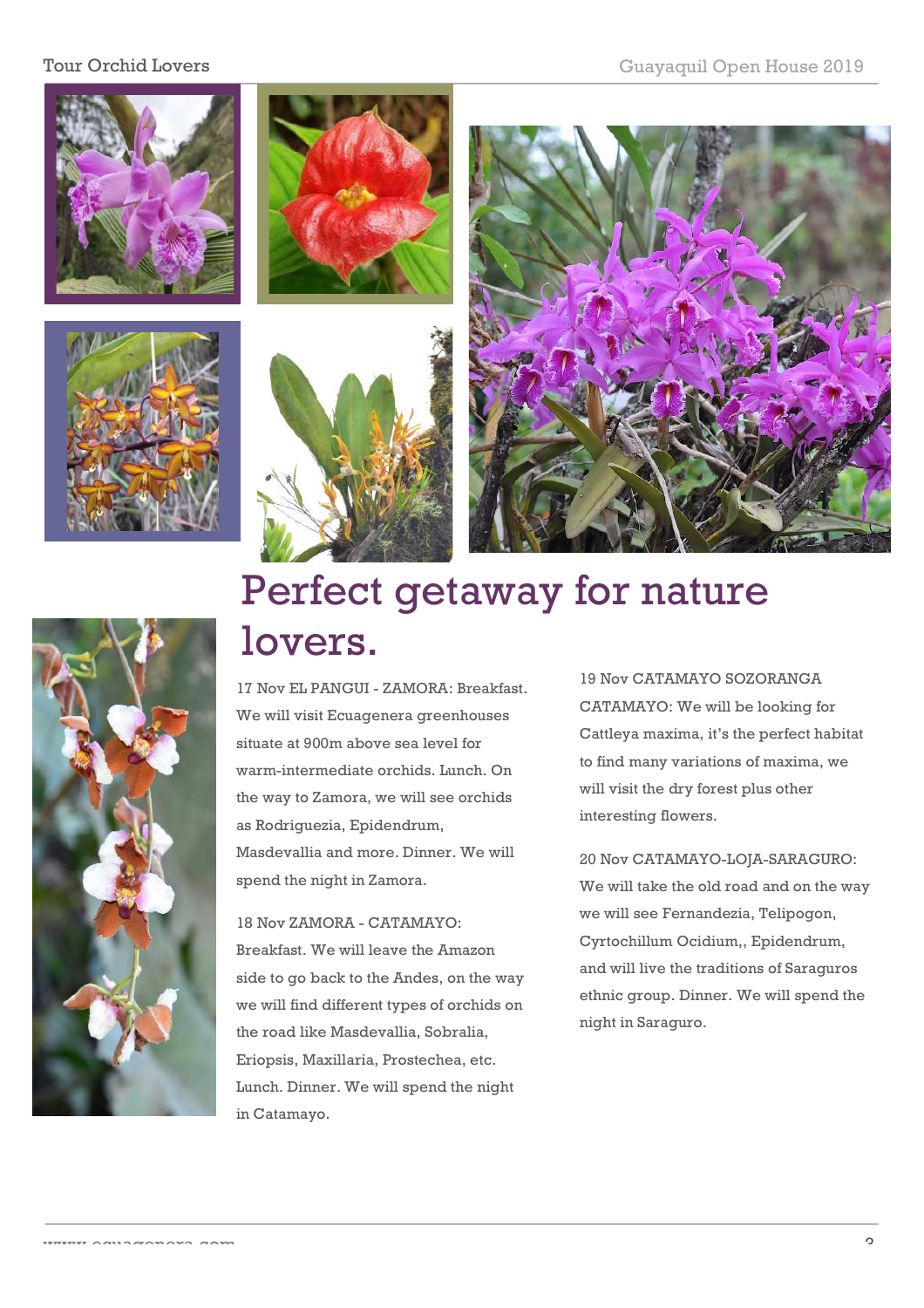# Perfect getaway for nature lovers.

17 Nov EL PANGUI - ZAMORA: Breakfast. We will visit Ecuagenera greenhouses situate at 900m above sea level for warm-intermediate orchids. Lunch. On the way to Zamora, we will see orchids as Rodriguezia, Epidendrum, Masdevallia and more. Dinner. We will spend the night in Zamora.

18 Nov ZAMORA - CATAMAYO: Breakfast. We will leave the Amazon side to go back to the Andes, on the way we will find different types of orchids on the road like Masdevallia, Sobralia, Eriopsis, Maxillaria, Prostechea, etc. Lunch. Dinner. We will spend the night in Catamayo.

19 Nov CATAMAYO SOZORANGA CATAMAYO: We will be looking for Cattleya maxima, it's the perfect habitat to find many variations of maxima, we will visit the dry forest plus other interesting flowers.

20 Nov CATAMAYO-LOJA-SARAGURO: We will take the old road and on the way we will see Fernandezia, Telipogon, Cyrtochillum Ocidium,, Epidendrum, and will live the traditions of Saraguros ethnic group. Dinner. We will spend the night in Saraguro.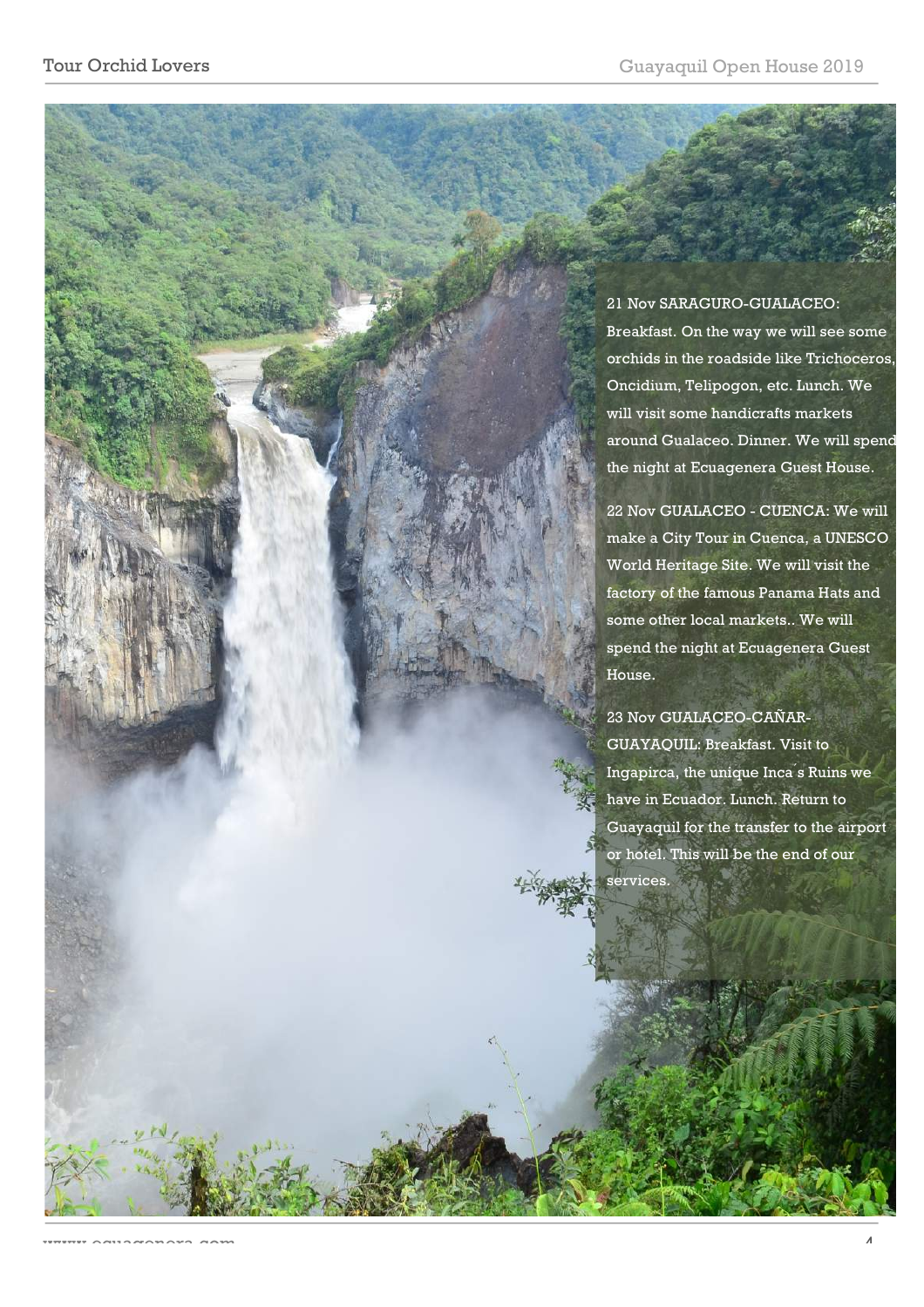21 Nov SARAGURO-GUALACEO: Breakfast. On the way we will see some orchids in the roadside like Trichoceros, Oncidium, Telipogon, etc. Lunch. We will visit some handicrafts markets around Gualaceo. Dinner. We will spend the night at Ecuagenera Guest House.

22 Nov GUALACEO - CUENCA: We will make a City Tour in Cuenca, a UNESCO World Heritage Site. We will visit the factory of the famous Panama Hats and some other local markets.. We will spend the night at Ecuagenera Guest House.

23 Nov GUALACEO-CAÑAR-GUAYAQUIL: Breakfast. Visit to Ingapirca, the unique Inca´s Ruins we have in Ecuador. Lunch. Return to Guayaquil for the transfer to the airport or hotel. This will be the end of our services.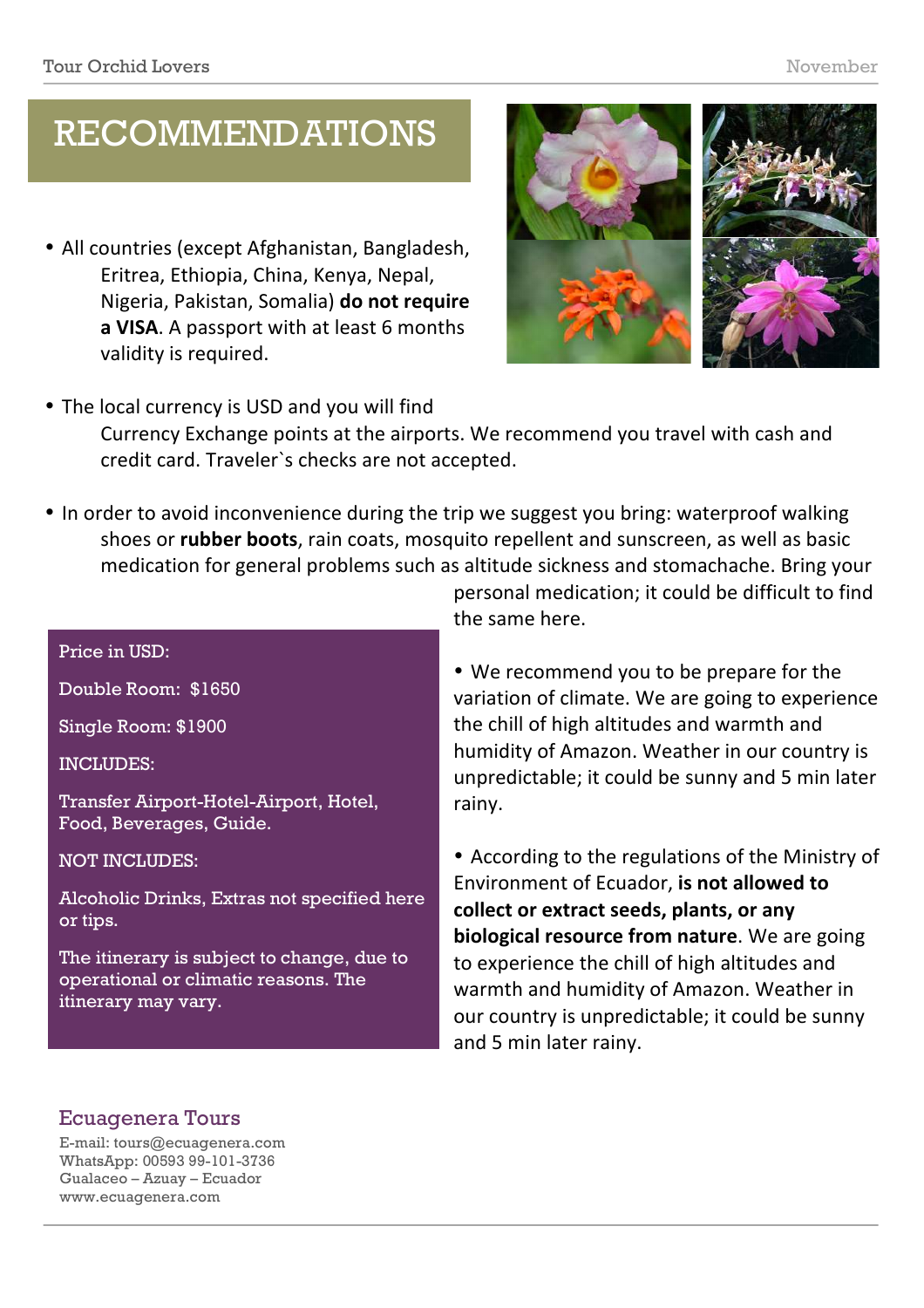# RECOMMENDATIONS

- All countries (except Afghanistan, Bangladesh, Eritrea, Ethiopia, China, Kenya, Nepal, Nigeria, Pakistan, Somalia) **do not require a VISA**. A passport with at least 6 months validity is required.

- The local currency is USD and you will find Currency Exchange points at the airports. We recommend you travel with cash and credit card. Traveler`s checks are not accepted.

- In order to avoid inconvenience during the trip we suggest you bring: waterproof walking shoes or **rubber boots**, rain coats, mosquito repellent and sunscreen, as well as basic medication for general problems such as altitude sickness and stomachache. Bring your personal medication; it could be difficult to find the same here.

- We recommend you to be prepare for the variation of climate. We are going to experience the chill of high altitudes and warmth and humidity of Amazon. Weather in our country is unpredictable; it could be sunny and 5 min later rainy.

- According to the regulations of the Ministry of Environment of Ecuador, **is not allowed to collect or extract seeds, plants, or any biological resource from nature**. We are going to experience the chill of high altitudes and warmth and humidity of Amazon. Weather in our country is unpredictable; it could be sunny and 5 min later rainy.

Price in USD:

Double Room: $1650

Single Room: $1900

INCLUDES:

Transfer Airport-Hotel-Airport, Hotel, Food, Beverages, Guide.

NOT INCLUDES:

Alcoholic Drinks, Extras not specified here or tips.

The itinerary is subject to change, due to operational or climatic reasons. The itinerary may vary.

## Ecuagenera Tours

E-mail: tours@ecuagenera.com
WhatsApp: 00593 99-101-3736
Gualaceo – Azuay – Ecuador
www.ecuagenera.com